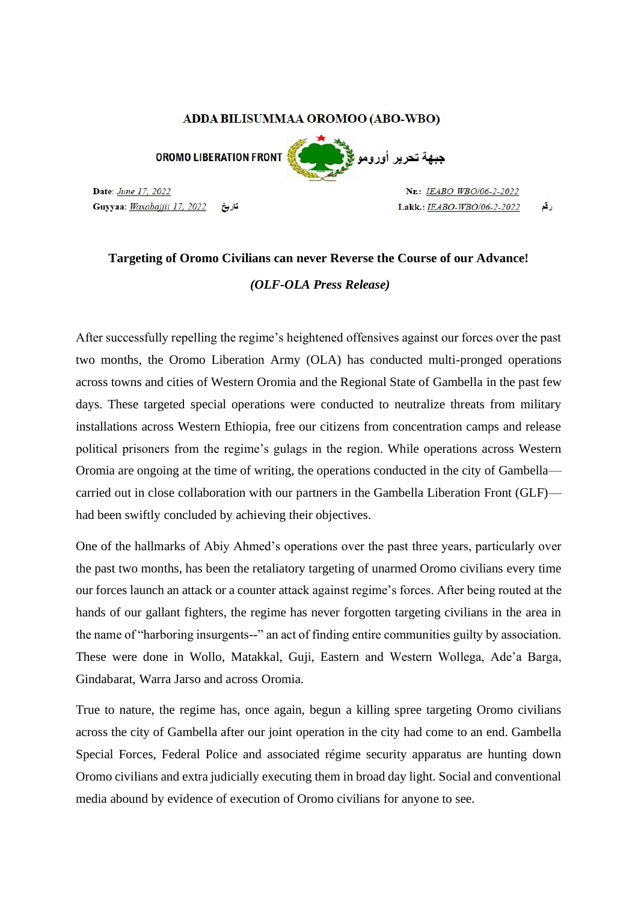**ADDA BILISUMMAA OROMOO (ABO-WBO)**

**OROMO LIBERATION FRONT** جبهة تحرير أورومو

**Date**: June 17, 2022 **Nr.**: IEABO WBO/06-2-2022

**Guyyaa**: Waxabajjii 17, 2022 تاريخ **Lakk.**: IEABO-WBO/06-2-2022 رقم

## Targeting of Oromo Civilians can never Reverse the Course of our Advance!

***(OLF-OLA Press Release)***

After successfully repelling the regime's heightened offensives against our forces over the past two months, the Oromo Liberation Army (OLA) has conducted multi-pronged operations across towns and cities of Western Oromia and the Regional State of Gambella in the past few days. These targeted special operations were conducted to neutralize threats from military installations across Western Ethiopia, free our citizens from concentration camps and release political prisoners from the regime's gulags in the region. While operations across Western Oromia are ongoing at the time of writing, the operations conducted in the city of Gambella—carried out in close collaboration with our partners in the Gambella Liberation Front (GLF)—had been swiftly concluded by achieving their objectives.

One of the hallmarks of Abiy Ahmed's operations over the past three years, particularly over the past two months, has been the retaliatory targeting of unarmed Oromo civilians every time our forces launch an attack or a counter attack against regime's forces. After being routed at the hands of our gallant fighters, the regime has never forgotten targeting civilians in the area in the name of "harboring insurgents--" an act of finding entire communities guilty by association. These were done in Wollo, Matakkal, Guji, Eastern and Western Wollega, Ade'a Barga, Gindabarat, Warra Jarso and across Oromia.

True to nature, the regime has, once again, begun a killing spree targeting Oromo civilians across the city of Gambella after our joint operation in the city had come to an end. Gambella Special Forces, Federal Police and associated régime security apparatus are hunting down Oromo civilians and extra judicially executing them in broad day light. Social and conventional media abound by evidence of execution of Oromo civilians for anyone to see.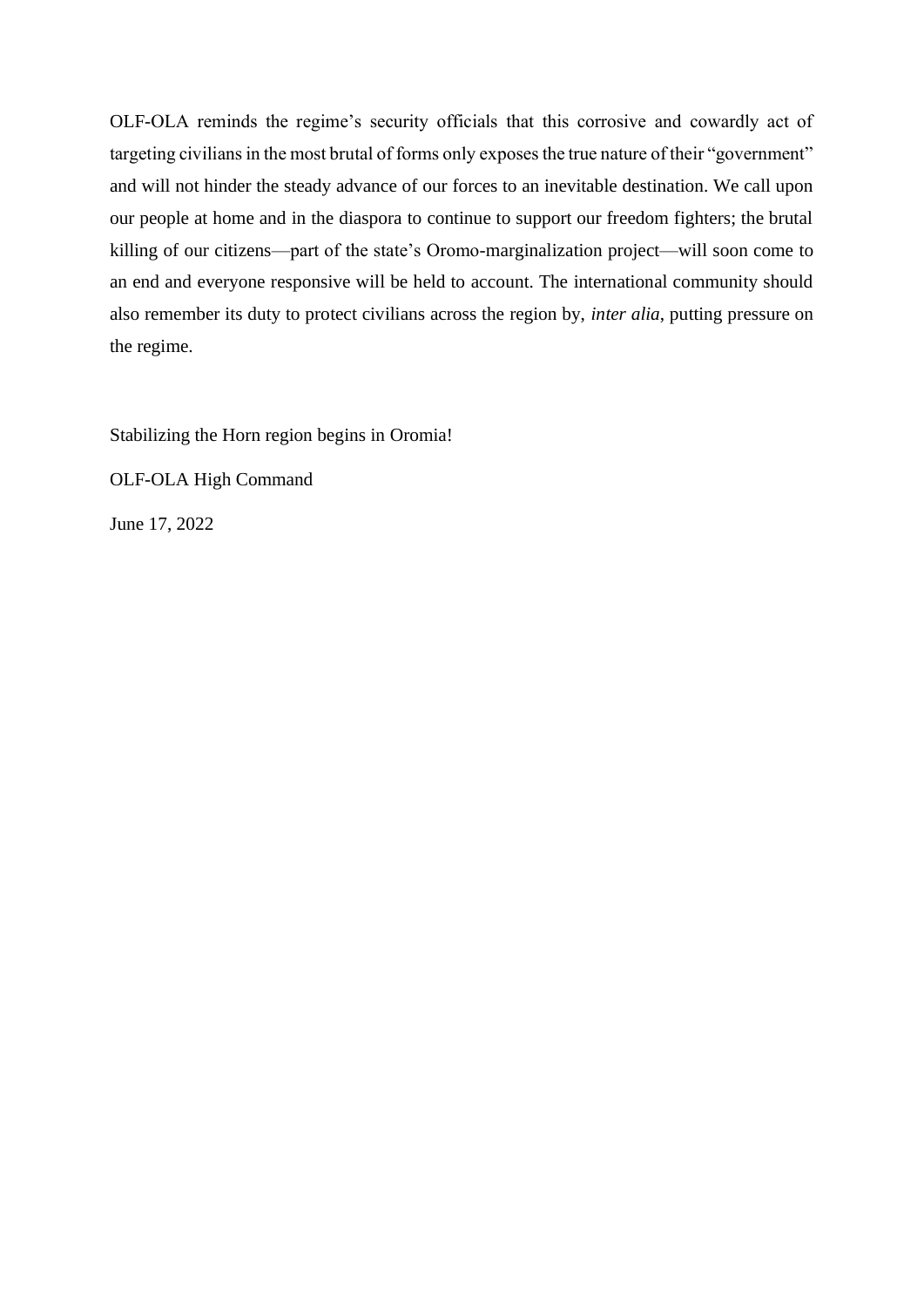OLF-OLA reminds the regime's security officials that this corrosive and cowardly act of targeting civilians in the most brutal of forms only exposes the true nature of their "government" and will not hinder the steady advance of our forces to an inevitable destination. We call upon our people at home and in the diaspora to continue to support our freedom fighters; the brutal killing of our citizens—part of the state's Oromo-marginalization project—will soon come to an end and everyone responsive will be held to account. The international community should also remember its duty to protect civilians across the region by, *inter alia*, putting pressure on the regime.

Stabilizing the Horn region begins in Oromia!

OLF-OLA High Command

June 17, 2022